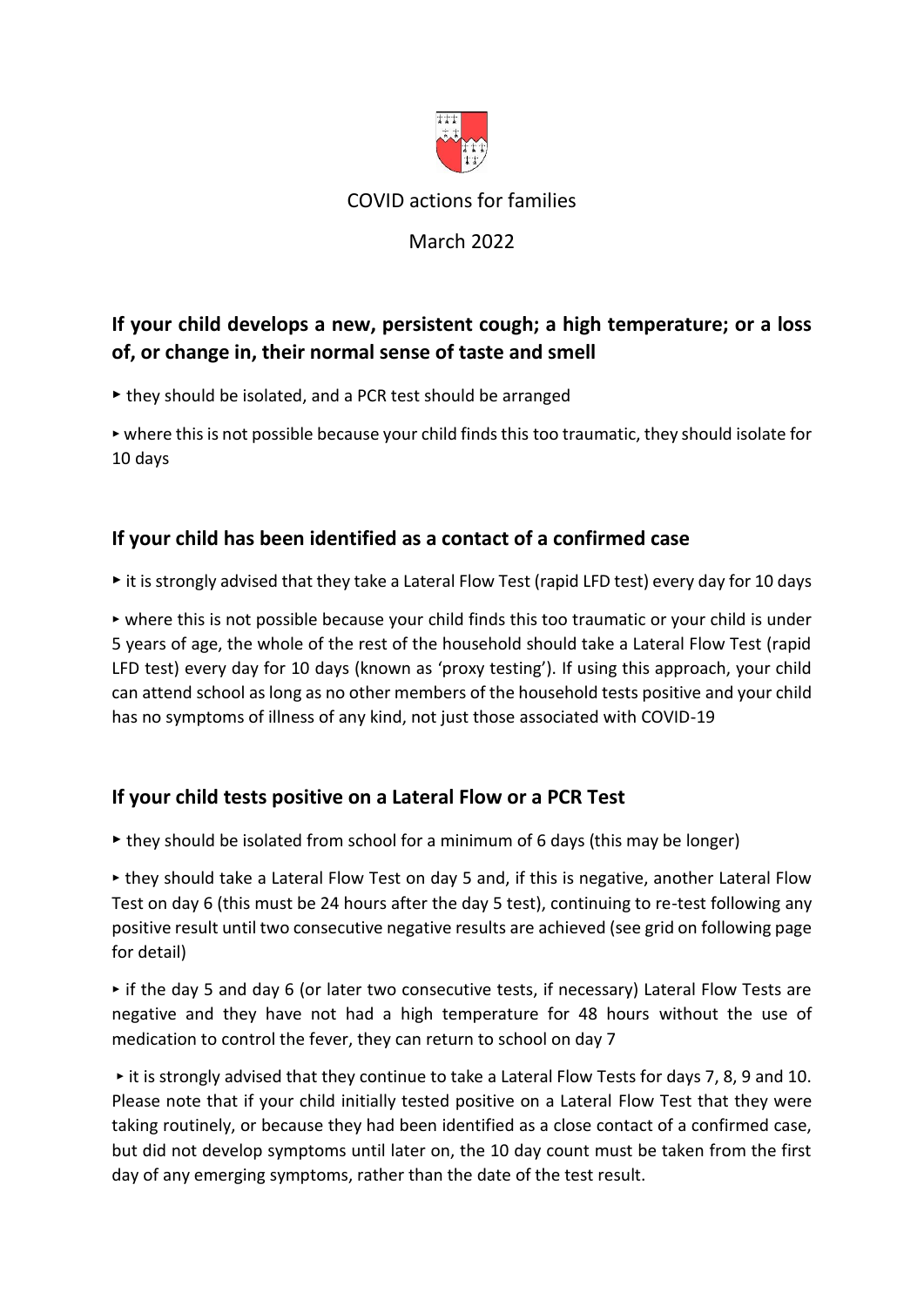COVID actions for families

March 2022

## If your child develops a new, persistent cough; a high temperature; or a loss of, or change in, their normal sense of taste and smell

‣ they should be isolated, and a PCR test should be arranged

‣ where this is not possible because your child finds this too traumatic, they should isolate for 10 days

## If your child has been identified as a contact of a confirmed case

‣ it is strongly advised that they take a Lateral Flow Test (rapid LFD test) every day for 10 days

‣ where this is not possible because your child finds this too traumatic or your child is under 5 years of age, the whole of the rest of the household should take a Lateral Flow Test (rapid LFD test) every day for 10 days (known as 'proxy testing'). If using this approach, your child can attend school as long as no other members of the household tests positive and your child has no symptoms of illness of any kind, not just those associated with COVID-19

## If your child tests positive on a Lateral Flow or a PCR Test

‣ they should be isolated from school for a minimum of 6 days (this may be longer)

‣ they should take a Lateral Flow Test on day 5 and, if this is negative, another Lateral Flow Test on day 6 (this must be 24 hours after the day 5 test), continuing to re-test following any positive result until two consecutive negative results are achieved (see grid on following page for detail)

‣ if the day 5 and day 6 (or later two consecutive tests, if necessary) Lateral Flow Tests are negative and they have not had a high temperature for 48 hours without the use of medication to control the fever, they can return to school on day 7

‣ it is strongly advised that they continue to take a Lateral Flow Tests for days 7, 8, 9 and 10. Please note that if your child initially tested positive on a Lateral Flow Test that they were taking routinely, or because they had been identified as a close contact of a confirmed case, but did not develop symptoms until later on, the 10 day count must be taken from the first day of any emerging symptoms, rather than the date of the test result.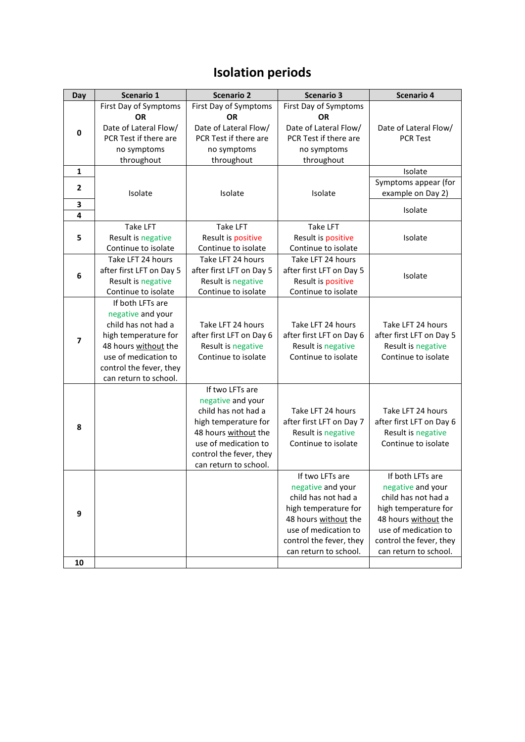# Isolation periods

| Day | Scenario 1 | Scenario 2 | Scenario 3 | Scenario 4 |
|---|---|---|---|---|
| 0 | First Day of Symptoms **OR** Date of Lateral Flow/ PCR Test if there are no symptoms throughout | First Day of Symptoms **OR** Date of Lateral Flow/ PCR Test if there are no symptoms throughout | First Day of Symptoms **OR** Date of Lateral Flow/ PCR Test if there are no symptoms throughout | Date of Lateral Flow/ PCR Test |
| 1 | Isolate | Isolate | Isolate | Isolate |
| 2 | | | | Symptoms appear (for example on Day 2) |
| 3 | | | | Isolate |
| 4 | | | | |
| 5 | Take LFT Result is negative Continue to isolate | Take LFT Result is positive Continue to isolate | Take LFT Result is positive Continue to isolate | Isolate |
| 6 | Take LFT 24 hours after first LFT on Day 5 Result is negative Continue to isolate | Take LFT 24 hours after first LFT on Day 5 Result is negative Continue to isolate | Take LFT 24 hours after first LFT on Day 5 Result is positive Continue to isolate | Isolate |
| 7 | If both LFTs are negative and your child has not had a high temperature for 48 hours without the use of medication to control the fever, they can return to school. | Take LFT 24 hours after first LFT on Day 6 Result is negative Continue to isolate | Take LFT 24 hours after first LFT on Day 6 Result is negative Continue to isolate | Take LFT 24 hours after first LFT on Day 5 Result is negative Continue to isolate |
| 8 | | If two LFTs are negative and your child has not had a high temperature for 48 hours without the use of medication to control the fever, they can return to school. | Take LFT 24 hours after first LFT on Day 7 Result is negative Continue to isolate | Take LFT 24 hours after first LFT on Day 6 Result is negative Continue to isolate |
| 9 | | | If two LFTs are negative and your child has not had a high temperature for 48 hours without the use of medication to control the fever, they can return to school. | If both LFTs are negative and your child has not had a high temperature for 48 hours without the use of medication to control the fever, they can return to school. |
| 10 | | | | |